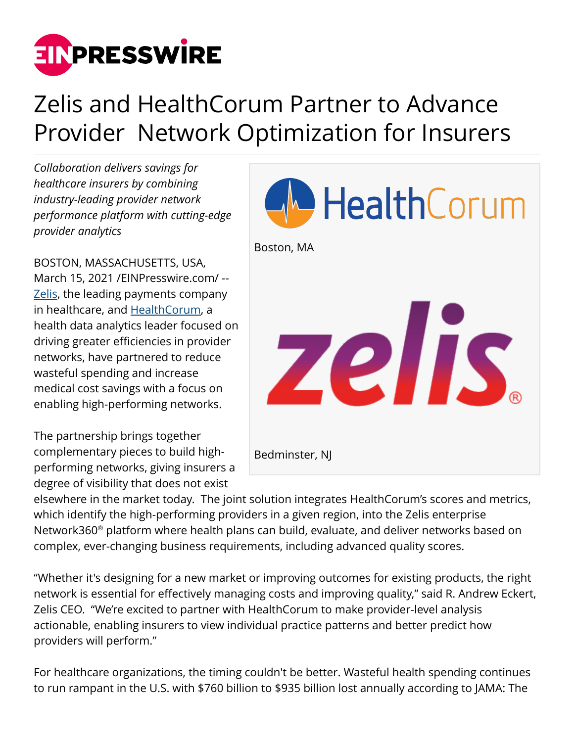# Zelis and HealthCorum Partner to Advance Provider Network Optimization for Insurers

*Collaboration delivers savings for healthcare insurers by combining industry-leading provider network performance platform with cutting-edge provider analytics*

Boston, MA

Bedminster, NJ

BOSTON, MASSACHUSETTS, USA, March 15, 2021 /EINPresswire.com/ -- Zelis, the leading payments company in healthcare, and HealthCorum, a health data analytics leader focused on driving greater efficiencies in provider networks, have partnered to reduce wasteful spending and increase medical cost savings with a focus on enabling high-performing networks.

The partnership brings together complementary pieces to build high-performing networks, giving insurers a degree of visibility that does not exist elsewhere in the market today. The joint solution integrates HealthCorum's scores and metrics, which identify the high-performing providers in a given region, into the Zelis enterprise Network360® platform where health plans can build, evaluate, and deliver networks based on complex, ever-changing business requirements, including advanced quality scores.

"Whether it's designing for a new market or improving outcomes for existing products, the right network is essential for effectively managing costs and improving quality," said R. Andrew Eckert, Zelis CEO. "We're excited to partner with HealthCorum to make provider-level analysis actionable, enabling insurers to view individual practice patterns and better predict how providers will perform."

For healthcare organizations, the timing couldn't be better. Wasteful health spending continues to run rampant in the U.S. with $760 billion to $935 billion lost annually according to JAMA: The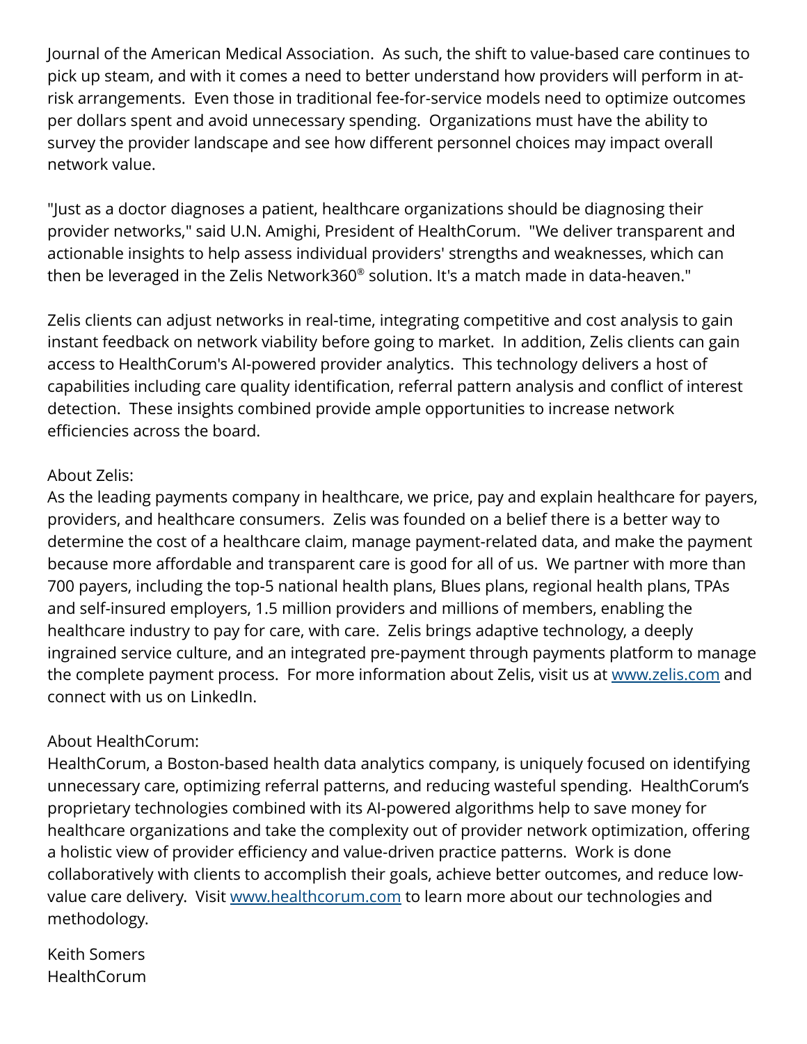Journal of the American Medical Association. As such, the shift to value-based care continues to pick up steam, and with it comes a need to better understand how providers will perform in at-risk arrangements. Even those in traditional fee-for-service models need to optimize outcomes per dollars spent and avoid unnecessary spending. Organizations must have the ability to survey the provider landscape and see how different personnel choices may impact overall network value.

"Just as a doctor diagnoses a patient, healthcare organizations should be diagnosing their provider networks," said U.N. Amighi, President of HealthCorum. "We deliver transparent and actionable insights to help assess individual providers' strengths and weaknesses, which can then be leveraged in the Zelis Network360® solution. It's a match made in data-heaven."

Zelis clients can adjust networks in real-time, integrating competitive and cost analysis to gain instant feedback on network viability before going to market. In addition, Zelis clients can gain access to HealthCorum's AI-powered provider analytics. This technology delivers a host of capabilities including care quality identification, referral pattern analysis and conflict of interest detection. These insights combined provide ample opportunities to increase network efficiencies across the board.

About Zelis:
As the leading payments company in healthcare, we price, pay and explain healthcare for payers, providers, and healthcare consumers. Zelis was founded on a belief there is a better way to determine the cost of a healthcare claim, manage payment-related data, and make the payment because more affordable and transparent care is good for all of us. We partner with more than 700 payers, including the top-5 national health plans, Blues plans, regional health plans, TPAs and self-insured employers, 1.5 million providers and millions of members, enabling the healthcare industry to pay for care, with care. Zelis brings adaptive technology, a deeply ingrained service culture, and an integrated pre-payment through payments platform to manage the complete payment process. For more information about Zelis, visit us at [www.zelis.com](http://www.zelis.com) and connect with us on LinkedIn.

About HealthCorum:
HealthCorum, a Boston-based health data analytics company, is uniquely focused on identifying unnecessary care, optimizing referral patterns, and reducing wasteful spending. HealthCorum's proprietary technologies combined with its AI-powered algorithms help to save money for healthcare organizations and take the complexity out of provider network optimization, offering a holistic view of provider efficiency and value-driven practice patterns. Work is done collaboratively with clients to accomplish their goals, achieve better outcomes, and reduce low-value care delivery. Visit [www.healthcorum.com](http://www.healthcorum.com) to learn more about our technologies and methodology.

Keith Somers
HealthCorum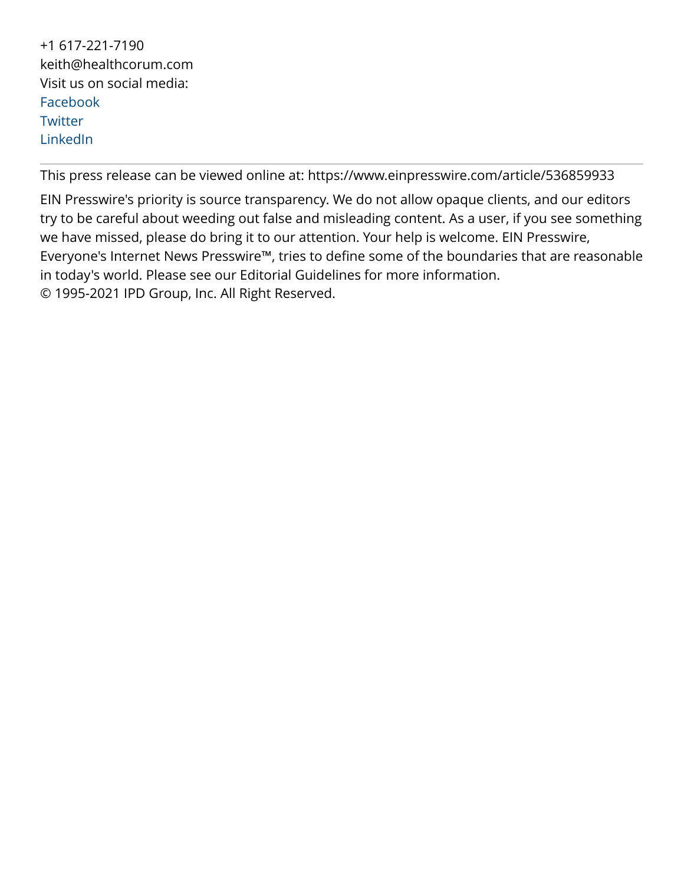+1 617-221-7190
keith@healthcorum.com
Visit us on social media:
Facebook
Twitter
LinkedIn

---

This press release can be viewed online at: https://www.einpresswire.com/article/536859933

EIN Presswire's priority is source transparency. We do not allow opaque clients, and our editors try to be careful about weeding out false and misleading content. As a user, if you see something we have missed, please do bring it to our attention. Your help is welcome. EIN Presswire, Everyone's Internet News Presswire™, tries to define some of the boundaries that are reasonable in today's world. Please see our Editorial Guidelines for more information.
© 1995-2021 IPD Group, Inc. All Right Reserved.